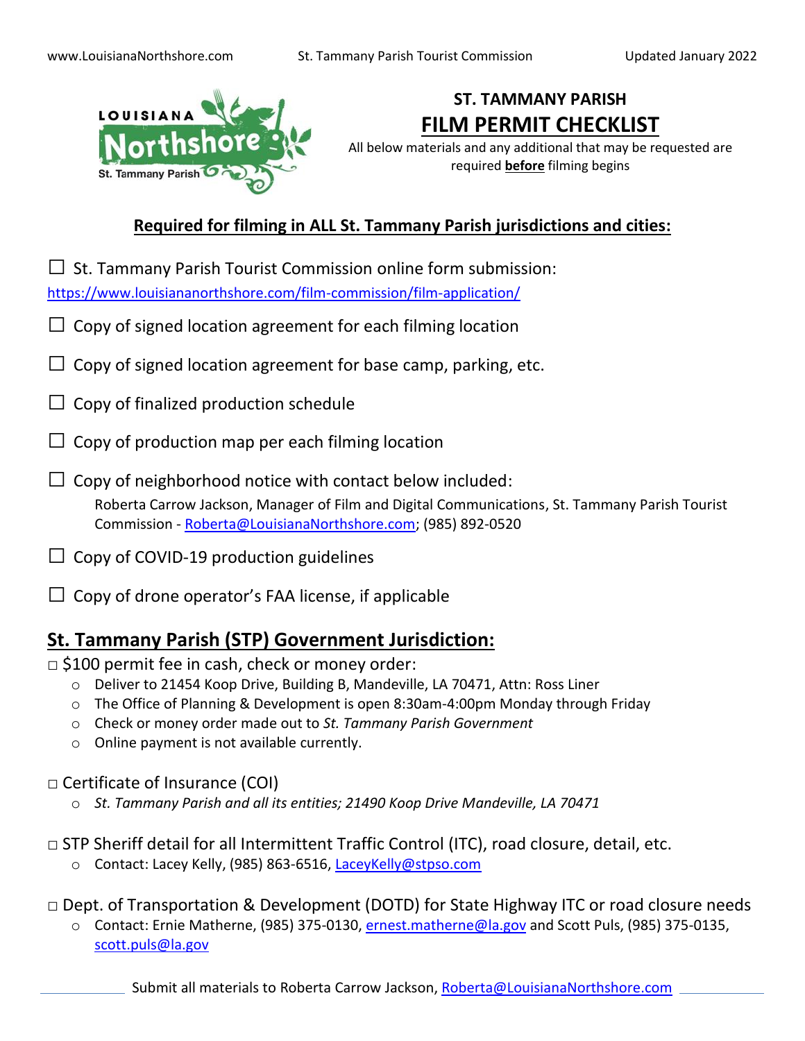# ST. TAMMANY PARISH
# FILM PERMIT CHECKLIST

All below materials and any additional that may be requested are required **before** filming begins

## Required for filming in ALL St. Tammany Parish jurisdictions and cities:

☐ St. Tammany Parish Tourist Commission online form submission:
https://www.louisiananorthshore.com/film-commission/film-application/

☐ Copy of signed location agreement for each filming location

☐ Copy of signed location agreement for base camp, parking, etc.

☐ Copy of finalized production schedule

☐ Copy of production map per each filming location

☐ Copy of neighborhood notice with contact below included:
Roberta Carrow Jackson, Manager of Film and Digital Communications, St. Tammany Parish Tourist Commission - Roberta@LouisianaNorthshore.com; (985) 892-0520

☐ Copy of COVID-19 production guidelines

☐ Copy of drone operator's FAA license, if applicable

## St. Tammany Parish (STP) Government Jurisdiction:

☐ $100 permit fee in cash, check or money order:
- Deliver to 21454 Koop Drive, Building B, Mandeville, LA 70471, Attn: Ross Liner
- The Office of Planning & Development is open 8:30am-4:00pm Monday through Friday
- Check or money order made out to *St. Tammany Parish Government*
- Online payment is not available currently.

☐ Certificate of Insurance (COI)
- *St. Tammany Parish and all its entities; 21490 Koop Drive Mandeville, LA 70471*

☐ STP Sheriff detail for all Intermittent Traffic Control (ITC), road closure, detail, etc.
- Contact: Lacey Kelly, (985) 863-6516, LaceyKelly@stpso.com

☐ Dept. of Transportation & Development (DOTD) for State Highway ITC or road closure needs
- Contact: Ernie Matherne, (985) 375-0130, ernest.matherne@la.gov and Scott Puls, (985) 375-0135, scott.puls@la.gov

Submit all materials to Roberta Carrow Jackson, Roberta@LouisianaNorthshore.com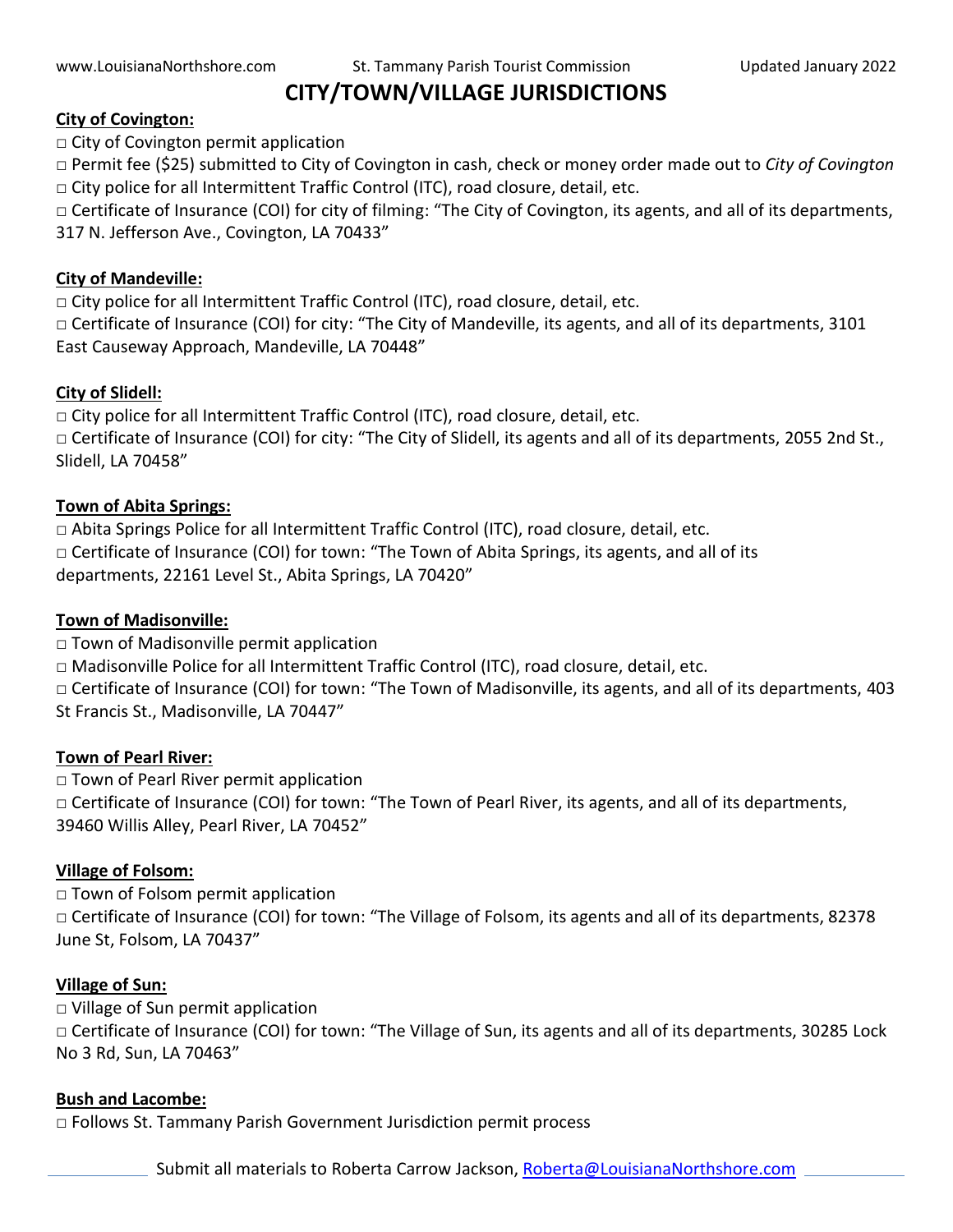# CITY/TOWN/VILLAGE JURISDICTIONS

**City of Covington:**

□ City of Covington permit application

□ Permit fee ($25) submitted to City of Covington in cash, check or money order made out to *City of Covington*

□ City police for all Intermittent Traffic Control (ITC), road closure, detail, etc.

□ Certificate of Insurance (COI) for city of filming: "The City of Covington, its agents, and all of its departments, 317 N. Jefferson Ave., Covington, LA 70433"

**City of Mandeville:**

□ City police for all Intermittent Traffic Control (ITC), road closure, detail, etc.

□ Certificate of Insurance (COI) for city: "The City of Mandeville, its agents, and all of its departments, 3101 East Causeway Approach, Mandeville, LA 70448"

**City of Slidell:**

□ City police for all Intermittent Traffic Control (ITC), road closure, detail, etc.

□ Certificate of Insurance (COI) for city: "The City of Slidell, its agents and all of its departments, 2055 2nd St., Slidell, LA 70458"

**Town of Abita Springs:**

□ Abita Springs Police for all Intermittent Traffic Control (ITC), road closure, detail, etc.

□ Certificate of Insurance (COI) for town: "The Town of Abita Springs, its agents, and all of its departments, 22161 Level St., Abita Springs, LA 70420"

**Town of Madisonville:**

□ Town of Madisonville permit application

□ Madisonville Police for all Intermittent Traffic Control (ITC), road closure, detail, etc.

□ Certificate of Insurance (COI) for town: "The Town of Madisonville, its agents, and all of its departments, 403 St Francis St., Madisonville, LA 70447"

**Town of Pearl River:**

□ Town of Pearl River permit application

□ Certificate of Insurance (COI) for town: "The Town of Pearl River, its agents, and all of its departments, 39460 Willis Alley, Pearl River, LA 70452"

**Village of Folsom:**

□ Town of Folsom permit application

□ Certificate of Insurance (COI) for town: "The Village of Folsom, its agents and all of its departments, 82378 June St, Folsom, LA 70437"

**Village of Sun:**

□ Village of Sun permit application

□ Certificate of Insurance (COI) for town: "The Village of Sun, its agents and all of its departments, 30285 Lock No 3 Rd, Sun, LA 70463"

**Bush and Lacombe:**

□ Follows St. Tammany Parish Government Jurisdiction permit process

Submit all materials to Roberta Carrow Jackson, Roberta@LouisianaNorthshore.com